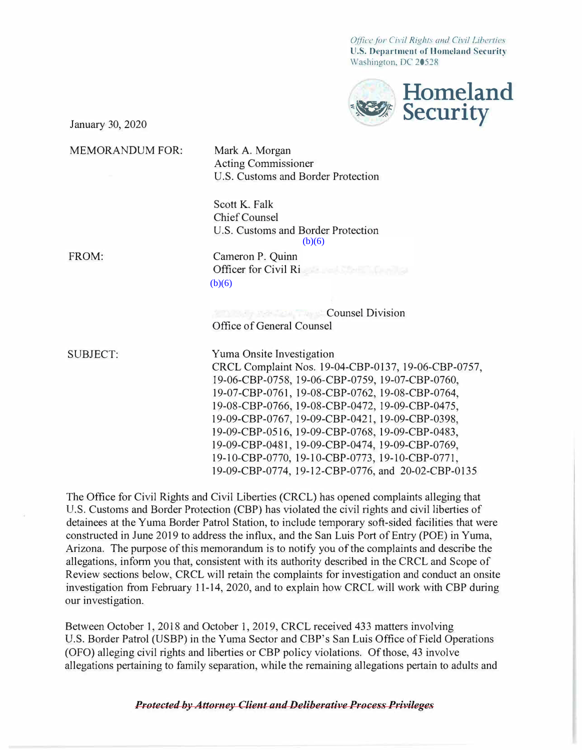Office for Civil Rights and Civil Liberties
U.S. Department of Homeland Security
Washington, DC 20528

Homeland Security

January 30, 2020

MEMORANDUM FOR: Mark A. Morgan
Acting Commissioner
U.S. Customs and Border Protection

Scott K. Falk
Chief Counsel
U.S. Customs and Border Protection
(b)(6)

FROM: Cameron P. Quinn
Officer for Civil Ri
(b)(6)

Counsel Division
Office of General Counsel

SUBJECT: Yuma Onsite Investigation
CRCL Complaint Nos. 19-04-CBP-0137, 19-06-CBP-0757, 19-06-CBP-0758, 19-06-CBP-0759, 19-07-CBP-0760, 19-07-CBP-0761, 19-08-CBP-0762, 19-08-CBP-0764, 19-08-CBP-0766, 19-08-CBP-0472, 19-09-CBP-0475, 19-09-CBP-0767, 19-09-CBP-0421, 19-09-CBP-0398, 19-09-CBP-0516, 19-09-CBP-0768, 19-09-CBP-0483, 19-09-CBP-0481, 19-09-CBP-0474, 19-09-CBP-0769, 19-10-CBP-0770, 19-10-CBP-0773, 19-10-CBP-0771, 19-09-CBP-0774, 19-12-CBP-0776, and 20-02-CBP-0135

The Office for Civil Rights and Civil Liberties (CRCL) has opened complaints alleging that U.S. Customs and Border Protection (CBP) has violated the civil rights and civil liberties of detainees at the Yuma Border Patrol Station, to include temporary soft-sided facilities that were constructed in June 2019 to address the influx, and the San Luis Port of Entry (POE) in Yuma, Arizona. The purpose of this memorandum is to notify you of the complaints and describe the allegations, inform you that, consistent with its authority described in the CRCL and Scope of Review sections below, CRCL will retain the complaints for investigation and conduct an onsite investigation from February 11-14, 2020, and to explain how CRCL will work with CBP during our investigation.

Between October 1, 2018 and October 1, 2019, CRCL received 433 matters involving U.S. Border Patrol (USBP) in the Yuma Sector and CBP's San Luis Office of Field Operations (OFO) alleging civil rights and liberties or CBP policy violations. Of those, 43 involve allegations pertaining to family separation, while the remaining allegations pertain to adults and

***Protected by Attorney Client and Deliberative Process Privileges***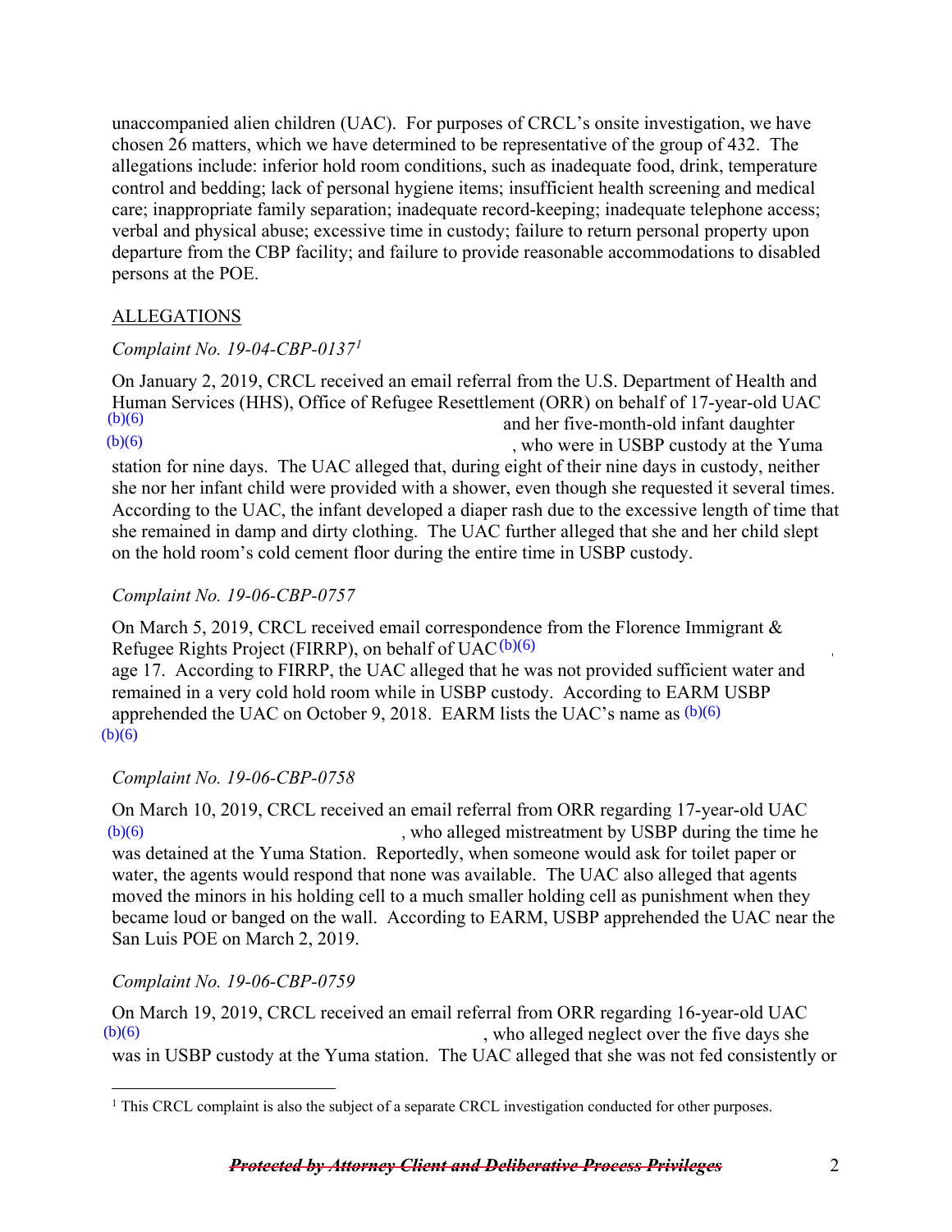unaccompanied alien children (UAC). For purposes of CRCL's onsite investigation, we have chosen 26 matters, which we have determined to be representative of the group of 432. The allegations include: inferior hold room conditions, such as inadequate food, drink, temperature control and bedding; lack of personal hygiene items; insufficient health screening and medical care; inappropriate family separation; inadequate record-keeping; inadequate telephone access; verbal and physical abuse; excessive time in custody; failure to return personal property upon departure from the CBP facility; and failure to provide reasonable accommodations to disabled persons at the POE.

ALLEGATIONS

*Complaint No. 19-04-CBP-0137*[1]

On January 2, 2019, CRCL received an email referral from the U.S. Department of Health and Human Services (HHS), Office of Refugee Resettlement (ORR) on behalf of 17-year-old UAC (b)(6) and her five-month-old infant daughter (b)(6), who were in USBP custody at the Yuma station for nine days. The UAC alleged that, during eight of their nine days in custody, neither she nor her infant child were provided with a shower, even though she requested it several times. According to the UAC, the infant developed a diaper rash due to the excessive length of time that she remained in damp and dirty clothing. The UAC further alleged that she and her child slept on the hold room's cold cement floor during the entire time in USBP custody.

*Complaint No. 19-06-CBP-0757*

On March 5, 2019, CRCL received email correspondence from the Florence Immigrant & Refugee Rights Project (FIRRP), on behalf of UAC (b)(6), age 17. According to FIRRP, the UAC alleged that he was not provided sufficient water and remained in a very cold hold room while in USBP custody. According to EARM USBP apprehended the UAC on October 9, 2018. EARM lists the UAC's name as (b)(6) (b)(6)

*Complaint No. 19-06-CBP-0758*

On March 10, 2019, CRCL received an email referral from ORR regarding 17-year-old UAC (b)(6), who alleged mistreatment by USBP during the time he was detained at the Yuma Station. Reportedly, when someone would ask for toilet paper or water, the agents would respond that none was available. The UAC also alleged that agents moved the minors in his holding cell to a much smaller holding cell as punishment when they became loud or banged on the wall. According to EARM, USBP apprehended the UAC near the San Luis POE on March 2, 2019.

*Complaint No. 19-06-CBP-0759*

On March 19, 2019, CRCL received an email referral from ORR regarding 16-year-old UAC (b)(6), who alleged neglect over the five days she was in USBP custody at the Yuma station. The UAC alleged that she was not fed consistently or

[1] This CRCL complaint is also the subject of a separate CRCL investigation conducted for other purposes.

~~***Protected by Attorney Client and Deliberative Process Privileges***~~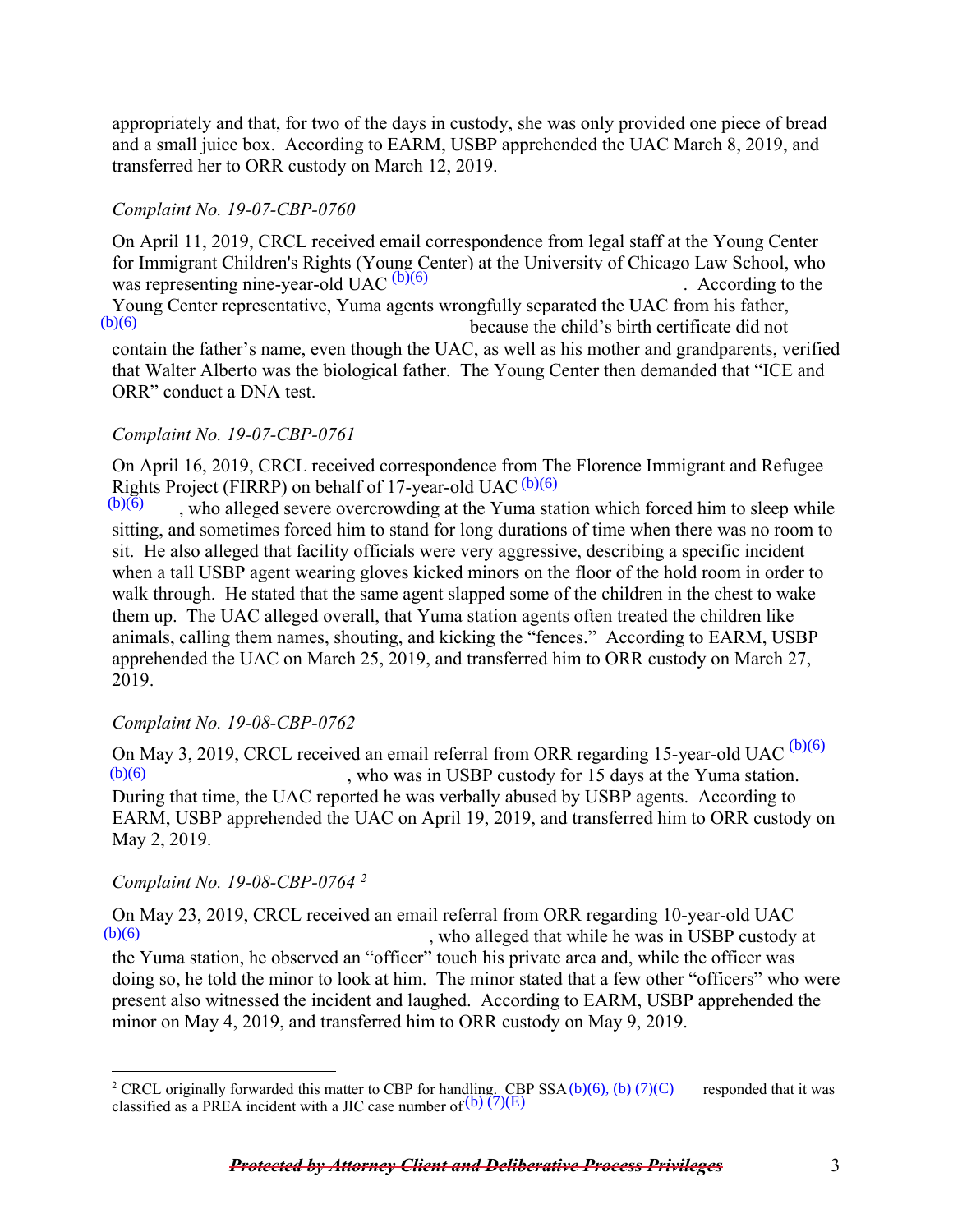appropriately and that, for two of the days in custody, she was only provided one piece of bread and a small juice box. According to EARM, USBP apprehended the UAC March 8, 2019, and transferred her to ORR custody on March 12, 2019.

*Complaint No. 19-07-CBP-0760*

On April 11, 2019, CRCL received email correspondence from legal staff at the Young Center for Immigrant Children's Rights (Young Center) at the University of Chicago Law School, who was representing nine-year-old UAC (b)(6). According to the Young Center representative, Yuma agents wrongfully separated the UAC from his father, (b)(6) because the child's birth certificate did not contain the father's name, even though the UAC, as well as his mother and grandparents, verified that Walter Alberto was the biological father. The Young Center then demanded that "ICE and ORR" conduct a DNA test.

*Complaint No. 19-07-CBP-0761*

On April 16, 2019, CRCL received correspondence from The Florence Immigrant and Refugee Rights Project (FIRRP) on behalf of 17-year-old UAC (b)(6) (b)(6), who alleged severe overcrowding at the Yuma station which forced him to sleep while sitting, and sometimes forced him to stand for long durations of time when there was no room to sit. He also alleged that facility officials were very aggressive, describing a specific incident when a tall USBP agent wearing gloves kicked minors on the floor of the hold room in order to walk through. He stated that the same agent slapped some of the children in the chest to wake them up. The UAC alleged overall, that Yuma station agents often treated the children like animals, calling them names, shouting, and kicking the "fences." According to EARM, USBP apprehended the UAC on March 25, 2019, and transferred him to ORR custody on March 27, 2019.

*Complaint No. 19-08-CBP-0762*

On May 3, 2019, CRCL received an email referral from ORR regarding 15-year-old UAC (b)(6) (b)(6), who was in USBP custody for 15 days at the Yuma station. During that time, the UAC reported he was verbally abused by USBP agents. According to EARM, USBP apprehended the UAC on April 19, 2019, and transferred him to ORR custody on May 2, 2019.

*Complaint No. 19-08-CBP-0764* [2]

On May 23, 2019, CRCL received an email referral from ORR regarding 10-year-old UAC (b)(6), who alleged that while he was in USBP custody at the Yuma station, he observed an "officer" touch his private area and, while the officer was doing so, he told the minor to look at him. The minor stated that a few other "officers" who were present also witnessed the incident and laughed. According to EARM, USBP apprehended the minor on May 4, 2019, and transferred him to ORR custody on May 9, 2019.

---

[2] CRCL originally forwarded this matter to CBP for handling. CBP SSA (b)(6), (b) (7)(C) responded that it was classified as a PREA incident with a JIC case number of (b) (7)(E)

~~***Protected by Attorney Client and Deliberative Process Privileges***~~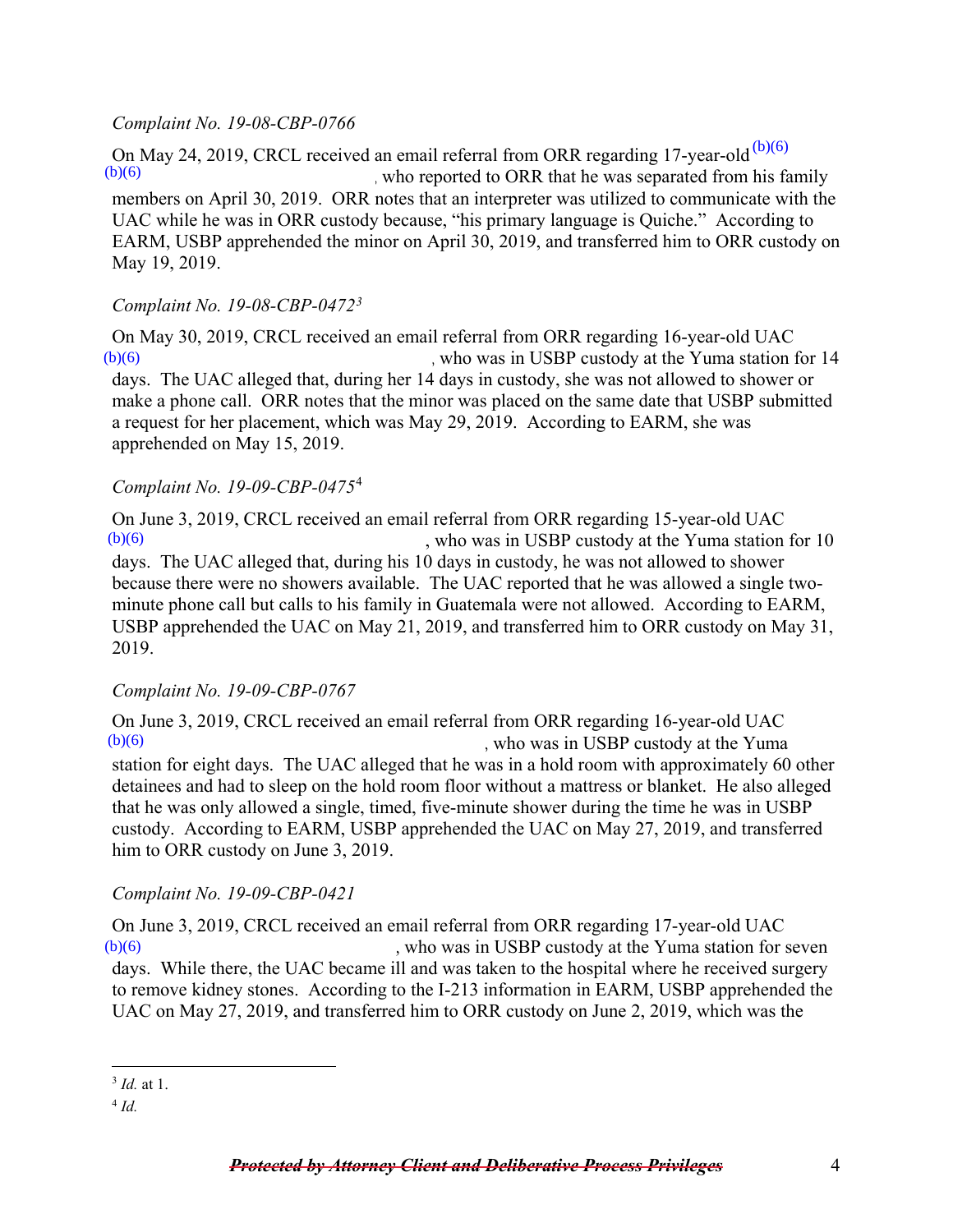*Complaint No. 19-08-CBP-0766*

On May 24, 2019, CRCL received an email referral from ORR regarding 17-year-old (b)(6) (b)(6), who reported to ORR that he was separated from his family members on April 30, 2019. ORR notes that an interpreter was utilized to communicate with the UAC while he was in ORR custody because, "his primary language is Quiche." According to EARM, USBP apprehended the minor on April 30, 2019, and transferred him to ORR custody on May 19, 2019.

*Complaint No. 19-08-CBP-0472*[3]

On May 30, 2019, CRCL received an email referral from ORR regarding 16-year-old UAC (b)(6), who was in USBP custody at the Yuma station for 14 days. The UAC alleged that, during her 14 days in custody, she was not allowed to shower or make a phone call. ORR notes that the minor was placed on the same date that USBP submitted a request for her placement, which was May 29, 2019. According to EARM, she was apprehended on May 15, 2019.

*Complaint No. 19-09-CBP-0475*[4]

On June 3, 2019, CRCL received an email referral from ORR regarding 15-year-old UAC (b)(6), who was in USBP custody at the Yuma station for 10 days. The UAC alleged that, during his 10 days in custody, he was not allowed to shower because there were no showers available. The UAC reported that he was allowed a single two-minute phone call but calls to his family in Guatemala were not allowed. According to EARM, USBP apprehended the UAC on May 21, 2019, and transferred him to ORR custody on May 31, 2019.

*Complaint No. 19-09-CBP-0767*

On June 3, 2019, CRCL received an email referral from ORR regarding 16-year-old UAC (b)(6), who was in USBP custody at the Yuma station for eight days. The UAC alleged that he was in a hold room with approximately 60 other detainees and had to sleep on the hold room floor without a mattress or blanket. He also alleged that he was only allowed a single, timed, five-minute shower during the time he was in USBP custody. According to EARM, USBP apprehended the UAC on May 27, 2019, and transferred him to ORR custody on June 3, 2019.

*Complaint No. 19-09-CBP-0421*

On June 3, 2019, CRCL received an email referral from ORR regarding 17-year-old UAC (b)(6), who was in USBP custody at the Yuma station for seven days. While there, the UAC became ill and was taken to the hospital where he received surgery to remove kidney stones. According to the I-213 information in EARM, USBP apprehended the UAC on May 27, 2019, and transferred him to ORR custody on June 2, 2019, which was the

---

[3] *Id.* at 1.

[4] *Id.*

~~***Protected by Attorney Client and Deliberative Process Privileges***~~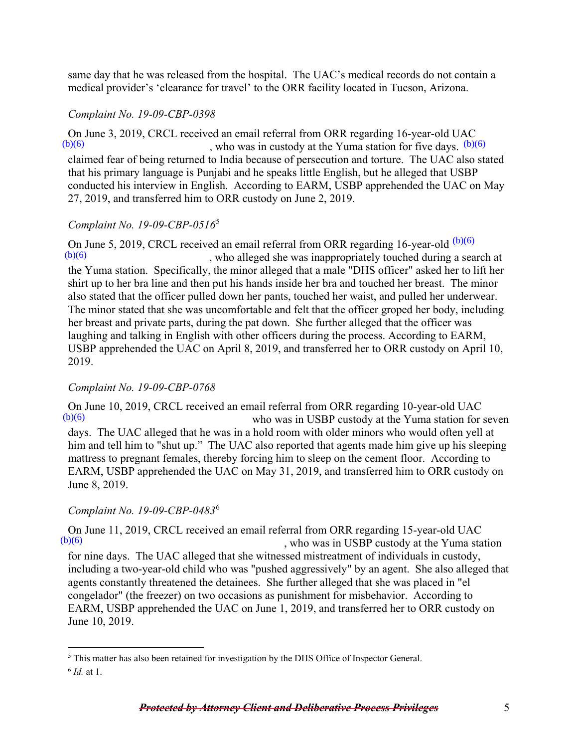same day that he was released from the hospital. The UAC's medical records do not contain a medical provider's 'clearance for travel' to the ORR facility located in Tucson, Arizona.

*Complaint No. 19-09-CBP-0398*

On June 3, 2019, CRCL received an email referral from ORR regarding 16-year-old UAC (b)(6), who was in custody at the Yuma station for five days. (b)(6) claimed fear of being returned to India because of persecution and torture. The UAC also stated that his primary language is Punjabi and he speaks little English, but he alleged that USBP conducted his interview in English. According to EARM, USBP apprehended the UAC on May 27, 2019, and transferred him to ORR custody on June 2, 2019.

*Complaint No. 19-09-CBP-0516*[5]

On June 5, 2019, CRCL received an email referral from ORR regarding 16-year-old (b)(6) (b)(6), who alleged she was inappropriately touched during a search at the Yuma station. Specifically, the minor alleged that a male "DHS officer" asked her to lift her shirt up to her bra line and then put his hands inside her bra and touched her breast. The minor also stated that the officer pulled down her pants, touched her waist, and pulled her underwear. The minor stated that she was uncomfortable and felt that the officer groped her body, including her breast and private parts, during the pat down. She further alleged that the officer was laughing and talking in English with other officers during the process. According to EARM, USBP apprehended the UAC on April 8, 2019, and transferred her to ORR custody on April 10, 2019.

*Complaint No. 19-09-CBP-0768*

On June 10, 2019, CRCL received an email referral from ORR regarding 10-year-old UAC (b)(6) who was in USBP custody at the Yuma station for seven days. The UAC alleged that he was in a hold room with older minors who would often yell at him and tell him to "shut up." The UAC also reported that agents made him give up his sleeping mattress to pregnant females, thereby forcing him to sleep on the cement floor. According to EARM, USBP apprehended the UAC on May 31, 2019, and transferred him to ORR custody on June 8, 2019.

*Complaint No. 19-09-CBP-0483*[6]

On June 11, 2019, CRCL received an email referral from ORR regarding 15-year-old UAC (b)(6), who was in USBP custody at the Yuma station for nine days. The UAC alleged that she witnessed mistreatment of individuals in custody, including a two-year-old child who was "pushed aggressively" by an agent. She also alleged that agents constantly threatened the detainees. She further alleged that she was placed in "el congelador" (the freezer) on two occasions as punishment for misbehavior. According to EARM, USBP apprehended the UAC on June 1, 2019, and transferred her to ORR custody on June 10, 2019.

---

[5] This matter has also been retained for investigation by the DHS Office of Inspector General.

[6] *Id.* at 1.

~~***Protected by Attorney Client and Deliberative Process Privileges***~~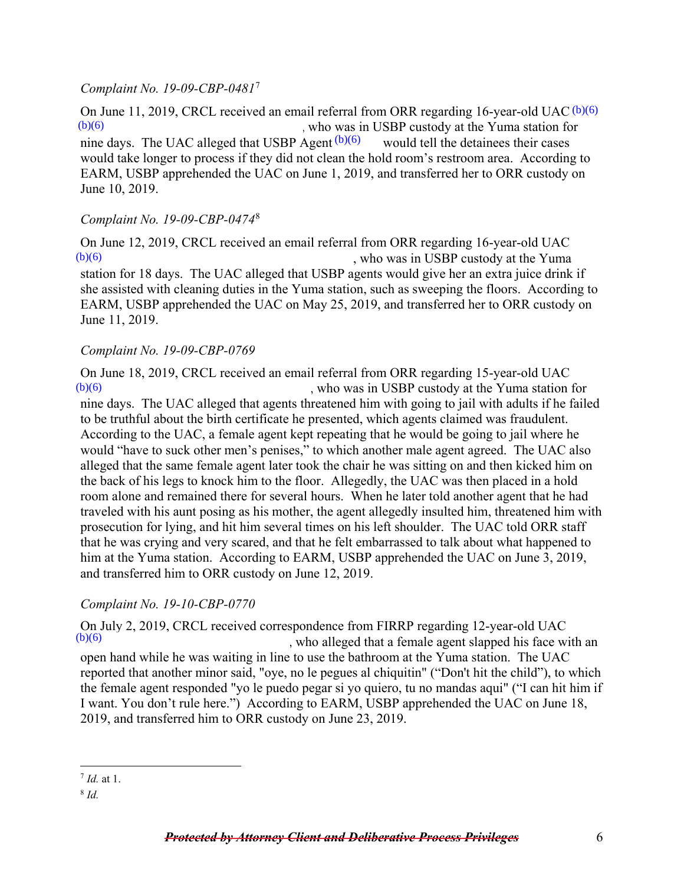*Complaint No. 19-09-CBP-0481*[7]

On June 11, 2019, CRCL received an email referral from ORR regarding 16-year-old UAC (b)(6) (b)(6), who was in USBP custody at the Yuma station for nine days. The UAC alleged that USBP Agent (b)(6) would tell the detainees their cases would take longer to process if they did not clean the hold room's restroom area. According to EARM, USBP apprehended the UAC on June 1, 2019, and transferred her to ORR custody on June 10, 2019.

*Complaint No. 19-09-CBP-0474*[8]

On June 12, 2019, CRCL received an email referral from ORR regarding 16-year-old UAC (b)(6), who was in USBP custody at the Yuma station for 18 days. The UAC alleged that USBP agents would give her an extra juice drink if she assisted with cleaning duties in the Yuma station, such as sweeping the floors. According to EARM, USBP apprehended the UAC on May 25, 2019, and transferred her to ORR custody on June 11, 2019.

*Complaint No. 19-09-CBP-0769*

On June 18, 2019, CRCL received an email referral from ORR regarding 15-year-old UAC (b)(6), who was in USBP custody at the Yuma station for nine days. The UAC alleged that agents threatened him with going to jail with adults if he failed to be truthful about the birth certificate he presented, which agents claimed was fraudulent. According to the UAC, a female agent kept repeating that he would be going to jail where he would "have to suck other men's penises," to which another male agent agreed. The UAC also alleged that the same female agent later took the chair he was sitting on and then kicked him on the back of his legs to knock him to the floor. Allegedly, the UAC was then placed in a hold room alone and remained there for several hours. When he later told another agent that he had traveled with his aunt posing as his mother, the agent allegedly insulted him, threatened him with prosecution for lying, and hit him several times on his left shoulder. The UAC told ORR staff that he was crying and very scared, and that he felt embarrassed to talk about what happened to him at the Yuma station. According to EARM, USBP apprehended the UAC on June 3, 2019, and transferred him to ORR custody on June 12, 2019.

*Complaint No. 19-10-CBP-0770*

On July 2, 2019, CRCL received correspondence from FIRRP regarding 12-year-old UAC (b)(6), who alleged that a female agent slapped his face with an open hand while he was waiting in line to use the bathroom at the Yuma station. The UAC reported that another minor said, "oye, no le pegues al chiquitin" ("Don't hit the child"), to which the female agent responded "yo le puedo pegar si yo quiero, tu no mandas aqui" ("I can hit him if I want. You don't rule here.") According to EARM, USBP apprehended the UAC on June 18, 2019, and transferred him to ORR custody on June 23, 2019.

---

[7] *Id.* at 1.

[8] *Id.*

~~***Protected by Attorney Client and Deliberative Process Privileges***~~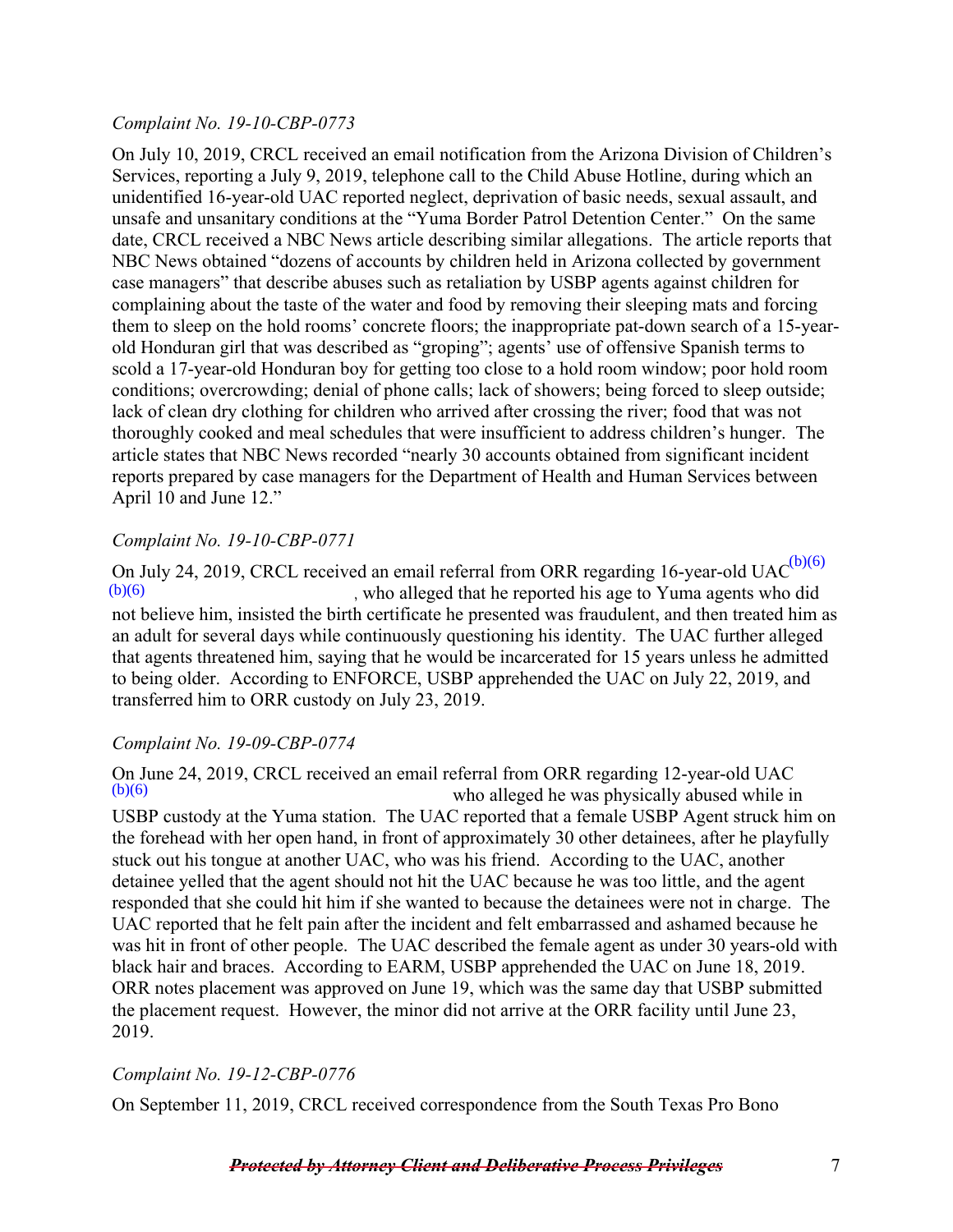*Complaint No. 19-10-CBP-0773*

On July 10, 2019, CRCL received an email notification from the Arizona Division of Children's Services, reporting a July 9, 2019, telephone call to the Child Abuse Hotline, during which an unidentified 16-year-old UAC reported neglect, deprivation of basic needs, sexual assault, and unsafe and unsanitary conditions at the "Yuma Border Patrol Detention Center." On the same date, CRCL received a NBC News article describing similar allegations. The article reports that NBC News obtained "dozens of accounts by children held in Arizona collected by government case managers" that describe abuses such as retaliation by USBP agents against children for complaining about the taste of the water and food by removing their sleeping mats and forcing them to sleep on the hold rooms' concrete floors; the inappropriate pat-down search of a 15-year-old Honduran girl that was described as "groping"; agents' use of offensive Spanish terms to scold a 17-year-old Honduran boy for getting too close to a hold room window; poor hold room conditions; overcrowding; denial of phone calls; lack of showers; being forced to sleep outside; lack of clean dry clothing for children who arrived after crossing the river; food that was not thoroughly cooked and meal schedules that were insufficient to address children's hunger. The article states that NBC News recorded "nearly 30 accounts obtained from significant incident reports prepared by case managers for the Department of Health and Human Services between April 10 and June 12."

*Complaint No. 19-10-CBP-0771*

On July 24, 2019, CRCL received an email referral from ORR regarding 16-year-old UAC (b)(6) (b)(6), who alleged that he reported his age to Yuma agents who did not believe him, insisted the birth certificate he presented was fraudulent, and then treated him as an adult for several days while continuously questioning his identity. The UAC further alleged that agents threatened him, saying that he would be incarcerated for 15 years unless he admitted to being older. According to ENFORCE, USBP apprehended the UAC on July 22, 2019, and transferred him to ORR custody on July 23, 2019.

*Complaint No. 19-09-CBP-0774*

On June 24, 2019, CRCL received an email referral from ORR regarding 12-year-old UAC (b)(6) who alleged he was physically abused while in USBP custody at the Yuma station. The UAC reported that a female USBP Agent struck him on the forehead with her open hand, in front of approximately 30 other detainees, after he playfully stuck out his tongue at another UAC, who was his friend. According to the UAC, another detainee yelled that the agent should not hit the UAC because he was too little, and the agent responded that she could hit him if she wanted to because the detainees were not in charge. The UAC reported that he felt pain after the incident and felt embarrassed and ashamed because he was hit in front of other people. The UAC described the female agent as under 30 years-old with black hair and braces. According to EARM, USBP apprehended the UAC on June 18, 2019. ORR notes placement was approved on June 19, which was the same day that USBP submitted the placement request. However, the minor did not arrive at the ORR facility until June 23, 2019.

*Complaint No. 19-12-CBP-0776*

On September 11, 2019, CRCL received correspondence from the South Texas Pro Bono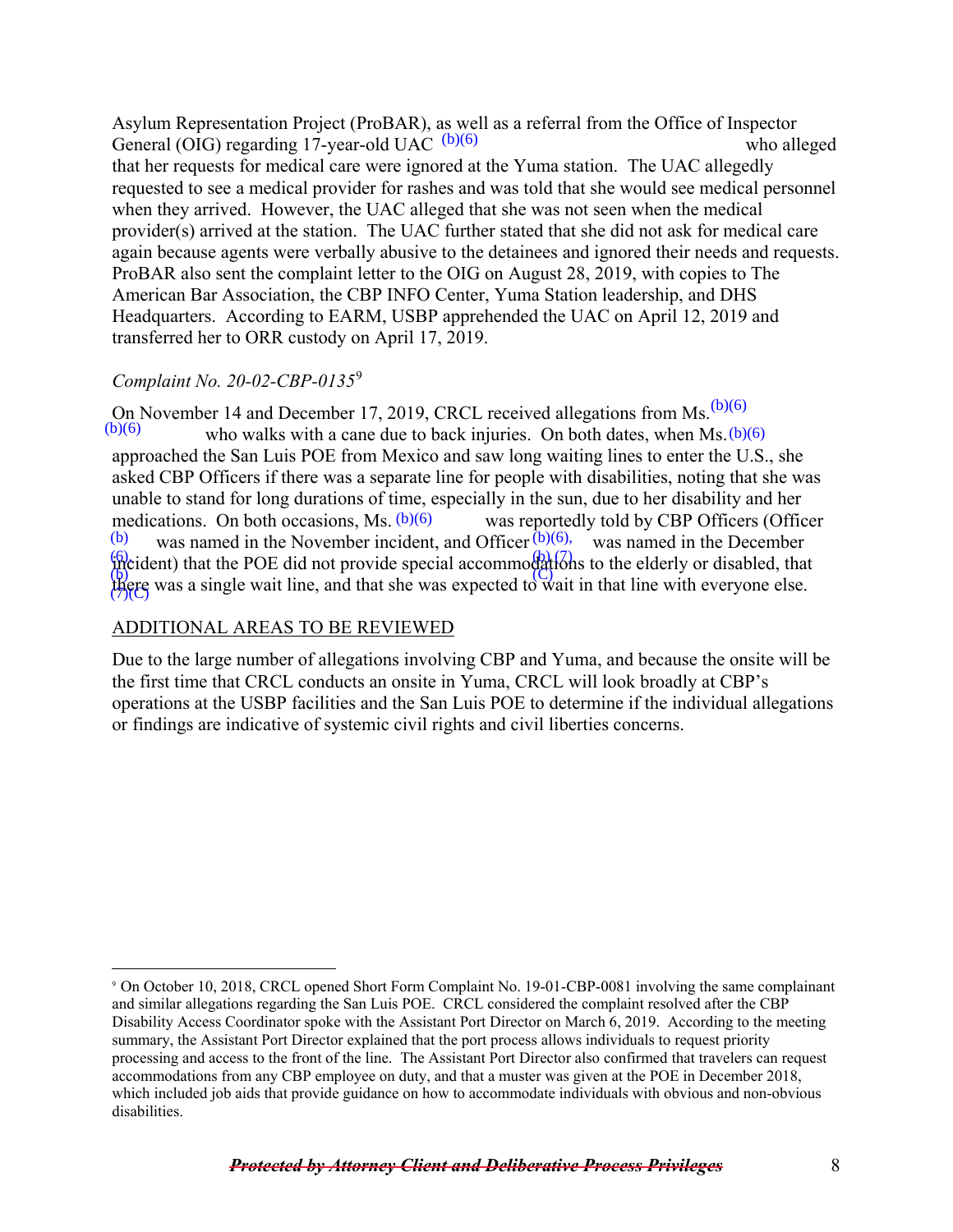Asylum Representation Project (ProBAR), as well as a referral from the Office of Inspector General (OIG) regarding 17-year-old UAC (b)(6) who alleged that her requests for medical care were ignored at the Yuma station. The UAC allegedly requested to see a medical provider for rashes and was told that she would see medical personnel when they arrived. However, the UAC alleged that she was not seen when the medical provider(s) arrived at the station. The UAC further stated that she did not ask for medical care again because agents were verbally abusive to the detainees and ignored their needs and requests. ProBAR also sent the complaint letter to the OIG on August 28, 2019, with copies to The American Bar Association, the CBP INFO Center, Yuma Station leadership, and DHS Headquarters. According to EARM, USBP apprehended the UAC on April 12, 2019 and transferred her to ORR custody on April 17, 2019.

*Complaint No. 20-02-CBP-0135*[9]

On November 14 and December 17, 2019, CRCL received allegations from Ms. (b)(6) (b)(6) who walks with a cane due to back injuries. On both dates, when Ms. (b)(6) approached the San Luis POE from Mexico and saw long waiting lines to enter the U.S., she asked CBP Officers if there was a separate line for people with disabilities, noting that she was unable to stand for long durations of time, especially in the sun, due to her disability and her medications. On both occasions, Ms. (b)(6) was reportedly told by CBP Officers (Officer (b)(6), (b)(7)(C) was named in the November incident, and Officer (b)(6), (b)(7)(C) was named in the December incident) that the POE did not provide special accommodations to the elderly or disabled, that there was a single wait line, and that she was expected to wait in that line with everyone else.

ADDITIONAL AREAS TO BE REVIEWED

Due to the large number of allegations involving CBP and Yuma, and because the onsite will be the first time that CRCL conducts an onsite in Yuma, CRCL will look broadly at CBP's operations at the USBP facilities and the San Luis POE to determine if the individual allegations or findings are indicative of systemic civil rights and civil liberties concerns.

[9] On October 10, 2018, CRCL opened Short Form Complaint No. 19-01-CBP-0081 involving the same complainant and similar allegations regarding the San Luis POE. CRCL considered the complaint resolved after the CBP Disability Access Coordinator spoke with the Assistant Port Director on March 6, 2019. According to the meeting summary, the Assistant Port Director explained that the port process allows individuals to request priority processing and access to the front of the line. The Assistant Port Director also confirmed that travelers can request accommodations from any CBP employee on duty, and that a muster was given at the POE in December 2018, which included job aids that provide guidance on how to accommodate individuals with obvious and non-obvious disabilities.

~~***Protected by Attorney Client and Deliberative Process Privileges***~~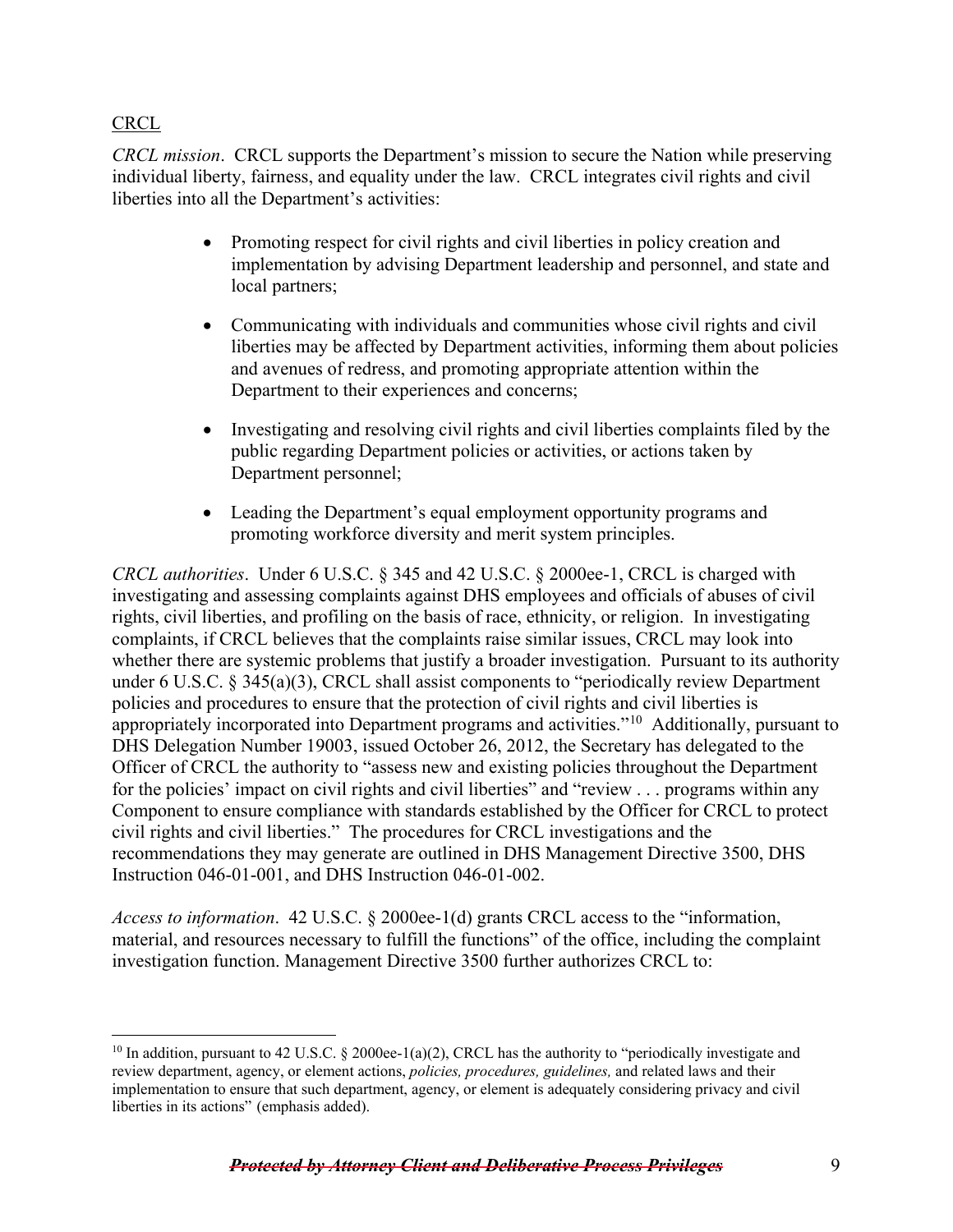CRCL

*CRCL mission*. CRCL supports the Department's mission to secure the Nation while preserving individual liberty, fairness, and equality under the law. CRCL integrates civil rights and civil liberties into all the Department's activities:

- Promoting respect for civil rights and civil liberties in policy creation and implementation by advising Department leadership and personnel, and state and local partners;
- Communicating with individuals and communities whose civil rights and civil liberties may be affected by Department activities, informing them about policies and avenues of redress, and promoting appropriate attention within the Department to their experiences and concerns;
- Investigating and resolving civil rights and civil liberties complaints filed by the public regarding Department policies or activities, or actions taken by Department personnel;
- Leading the Department's equal employment opportunity programs and promoting workforce diversity and merit system principles.

*CRCL authorities*. Under 6 U.S.C. § 345 and 42 U.S.C. § 2000ee-1, CRCL is charged with investigating and assessing complaints against DHS employees and officials of abuses of civil rights, civil liberties, and profiling on the basis of race, ethnicity, or religion. In investigating complaints, if CRCL believes that the complaints raise similar issues, CRCL may look into whether there are systemic problems that justify a broader investigation. Pursuant to its authority under 6 U.S.C. § 345(a)(3), CRCL shall assist components to "periodically review Department policies and procedures to ensure that the protection of civil rights and civil liberties is appropriately incorporated into Department programs and activities."[10] Additionally, pursuant to DHS Delegation Number 19003, issued October 26, 2012, the Secretary has delegated to the Officer of CRCL the authority to "assess new and existing policies throughout the Department for the policies' impact on civil rights and civil liberties" and "review . . . programs within any Component to ensure compliance with standards established by the Officer for CRCL to protect civil rights and civil liberties." The procedures for CRCL investigations and the recommendations they may generate are outlined in DHS Management Directive 3500, DHS Instruction 046-01-001, and DHS Instruction 046-01-002.

*Access to information*. 42 U.S.C. § 2000ee-1(d) grants CRCL access to the "information, material, and resources necessary to fulfill the functions" of the office, including the complaint investigation function. Management Directive 3500 further authorizes CRCL to:

[10] In addition, pursuant to 42 U.S.C. § 2000ee-1(a)(2), CRCL has the authority to "periodically investigate and review department, agency, or element actions, *policies, procedures, guidelines,* and related laws and their implementation to ensure that such department, agency, or element is adequately considering privacy and civil liberties in its actions" (emphasis added).

~~***Protected by Attorney Client and Deliberative Process Privileges***~~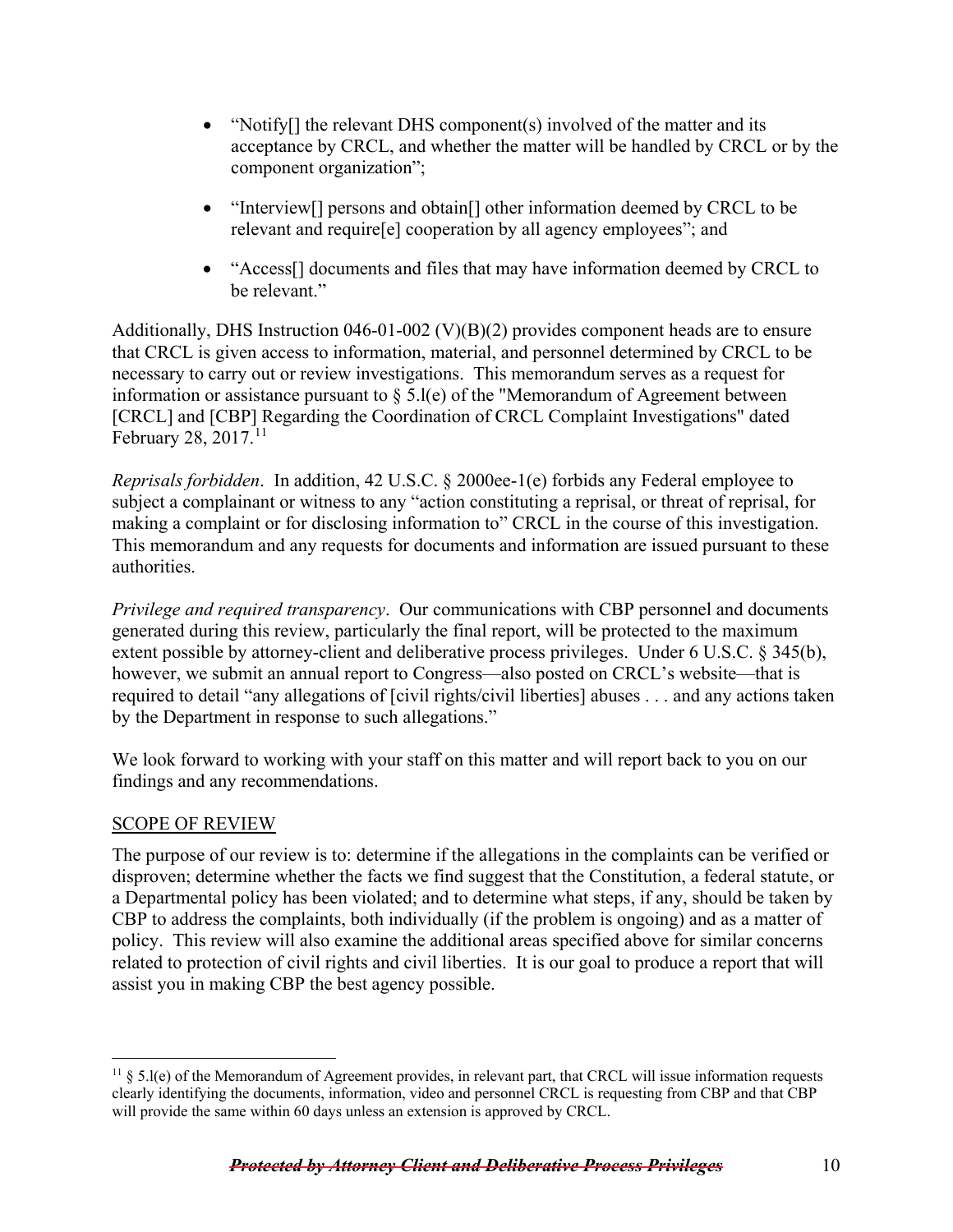- "Notify[] the relevant DHS component(s) involved of the matter and its acceptance by CRCL, and whether the matter will be handled by CRCL or by the component organization";

- "Interview[] persons and obtain[] other information deemed by CRCL to be relevant and require[e] cooperation by all agency employees"; and

- "Access[] documents and files that may have information deemed by CRCL to be relevant."

Additionally, DHS Instruction 046-01-002 (V)(B)(2) provides component heads are to ensure that CRCL is given access to information, material, and personnel determined by CRCL to be necessary to carry out or review investigations. This memorandum serves as a request for information or assistance pursuant to § 5.l(e) of the "Memorandum of Agreement between [CRCL] and [CBP] Regarding the Coordination of CRCL Complaint Investigations" dated February 28, 2017.[11]

*Reprisals forbidden*. In addition, 42 U.S.C. § 2000ee-1(e) forbids any Federal employee to subject a complainant or witness to any "action constituting a reprisal, or threat of reprisal, for making a complaint or for disclosing information to" CRCL in the course of this investigation. This memorandum and any requests for documents and information are issued pursuant to these authorities.

*Privilege and required transparency*. Our communications with CBP personnel and documents generated during this review, particularly the final report, will be protected to the maximum extent possible by attorney-client and deliberative process privileges. Under 6 U.S.C. § 345(b), however, we submit an annual report to Congress—also posted on CRCL's website—that is required to detail "any allegations of [civil rights/civil liberties] abuses . . . and any actions taken by the Department in response to such allegations."

We look forward to working with your staff on this matter and will report back to you on our findings and any recommendations.

SCOPE OF REVIEW

The purpose of our review is to: determine if the allegations in the complaints can be verified or disproven; determine whether the facts we find suggest that the Constitution, a federal statute, or a Departmental policy has been violated; and to determine what steps, if any, should be taken by CBP to address the complaints, both individually (if the problem is ongoing) and as a matter of policy. This review will also examine the additional areas specified above for similar concerns related to protection of civil rights and civil liberties. It is our goal to produce a report that will assist you in making CBP the best agency possible.

---

[11] § 5.l(e) of the Memorandum of Agreement provides, in relevant part, that CRCL will issue information requests clearly identifying the documents, information, video and personnel CRCL is requesting from CBP and that CBP will provide the same within 60 days unless an extension is approved by CRCL.

~~***Protected by Attorney Client and Deliberative Process Privileges***~~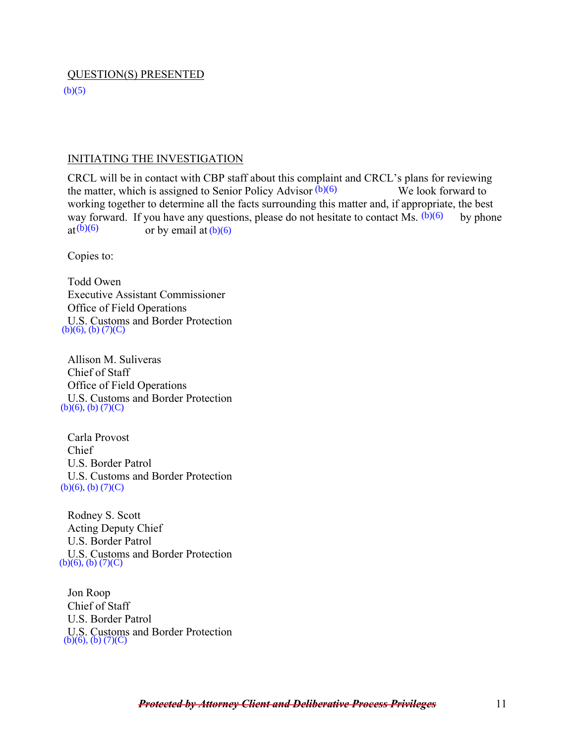QUESTION(S) PRESENTED

(b)(5)

INITIATING THE INVESTIGATION

CRCL will be in contact with CBP staff about this complaint and CRCL's plans for reviewing the matter, which is assigned to Senior Policy Advisor (b)(6) We look forward to working together to determine all the facts surrounding this matter and, if appropriate, the best way forward. If you have any questions, please do not hesitate to contact Ms. (b)(6) by phone at (b)(6) or by email at (b)(6)

Copies to:

Todd Owen
Executive Assistant Commissioner
Office of Field Operations
U.S. Customs and Border Protection
(b)(6), (b) (7)(C)

Allison M. Suliveras
Chief of Staff
Office of Field Operations
U.S. Customs and Border Protection
(b)(6), (b) (7)(C)

Carla Provost
Chief
U.S. Border Patrol
U.S. Customs and Border Protection
(b)(6), (b) (7)(C)

Rodney S. Scott
Acting Deputy Chief
U.S. Border Patrol
U.S. Customs and Border Protection
(b)(6), (b) (7)(C)

Jon Roop
Chief of Staff
U.S. Border Patrol
U.S. Customs and Border Protection
(b)(6), (b) (7)(C)

~~***Protected by Attorney Client and Deliberative Process Privileges***~~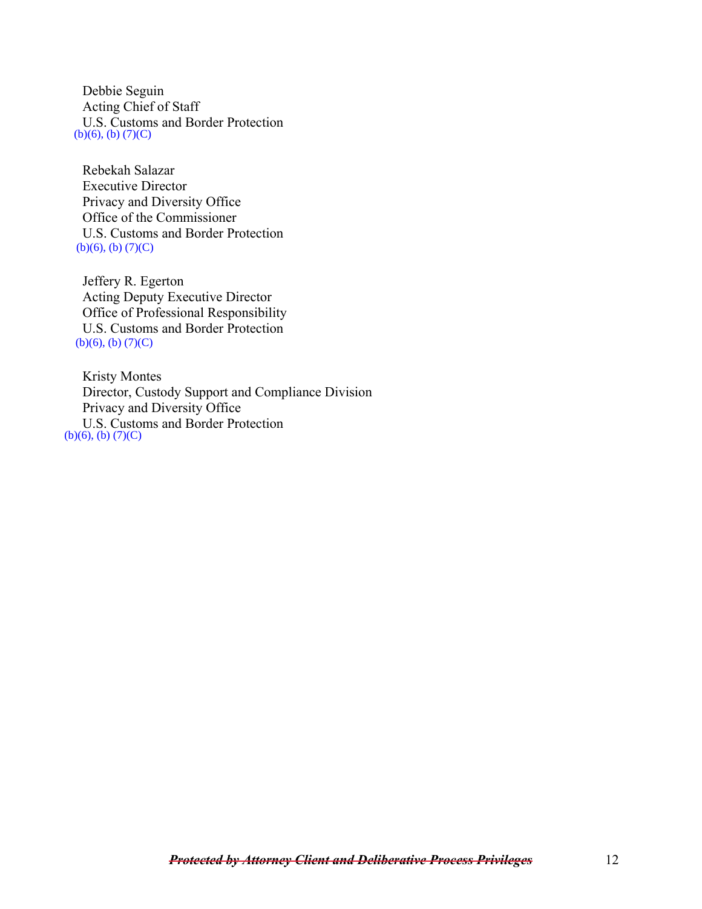Debbie Seguin
Acting Chief of Staff
U.S. Customs and Border Protection
(b)(6), (b) (7)(C)

Rebekah Salazar
Executive Director
Privacy and Diversity Office
Office of the Commissioner
U.S. Customs and Border Protection
(b)(6), (b) (7)(C)

Jeffery R. Egerton
Acting Deputy Executive Director
Office of Professional Responsibility
U.S. Customs and Border Protection
(b)(6), (b) (7)(C)

Kristy Montes
Director, Custody Support and Compliance Division
Privacy and Diversity Office
U.S. Customs and Border Protection
(b)(6), (b) (7)(C)

~~***Protected by Attorney Client and Deliberative Process Privileges***~~